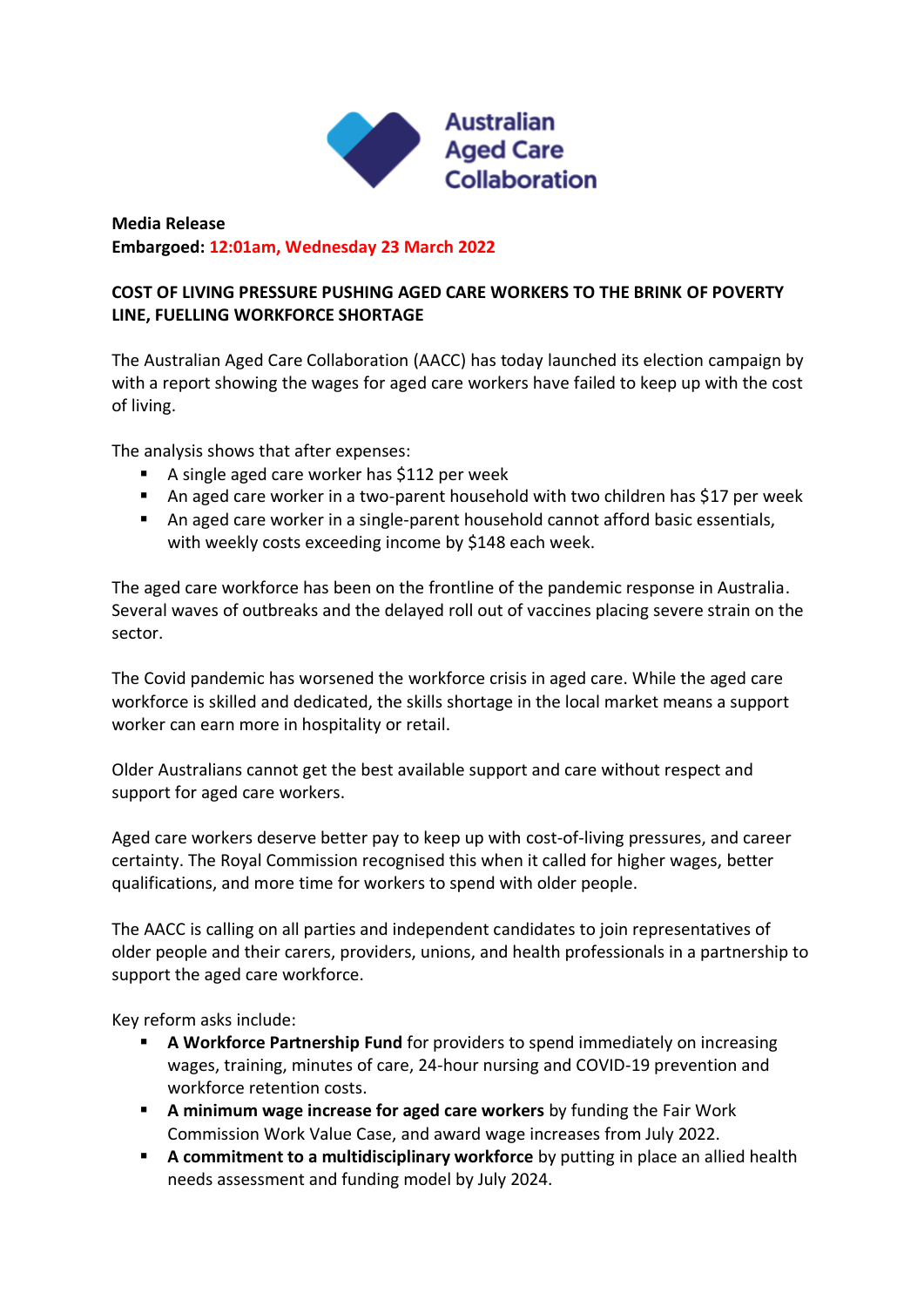Australian Aged Care Collaboration

**Media Release**
**Embargoed: 12:01am, Wednesday 23 March 2022**

**COST OF LIVING PRESSURE PUSHING AGED CARE WORKERS TO THE BRINK OF POVERTY LINE, FUELLING WORKFORCE SHORTAGE**

The Australian Aged Care Collaboration (AACC) has today launched its election campaign by with a report showing the wages for aged care workers have failed to keep up with the cost of living.

The analysis shows that after expenses:

- A single aged care worker has $112 per week
- An aged care worker in a two-parent household with two children has $17 per week
- An aged care worker in a single-parent household cannot afford basic essentials, with weekly costs exceeding income by $148 each week.

The aged care workforce has been on the frontline of the pandemic response in Australia. Several waves of outbreaks and the delayed roll out of vaccines placing severe strain on the sector.

The Covid pandemic has worsened the workforce crisis in aged care. While the aged care workforce is skilled and dedicated, the skills shortage in the local market means a support worker can earn more in hospitality or retail.

Older Australians cannot get the best available support and care without respect and support for aged care workers.

Aged care workers deserve better pay to keep up with cost-of-living pressures, and career certainty. The Royal Commission recognised this when it called for higher wages, better qualifications, and more time for workers to spend with older people.

The AACC is calling on all parties and independent candidates to join representatives of older people and their carers, providers, unions, and health professionals in a partnership to support the aged care workforce.

Key reform asks include:

- **A Workforce Partnership Fund** for providers to spend immediately on increasing wages, training, minutes of care, 24-hour nursing and COVID-19 prevention and workforce retention costs.
- **A minimum wage increase for aged care workers** by funding the Fair Work Commission Work Value Case, and award wage increases from July 2022.
- **A commitment to a multidisciplinary workforce** by putting in place an allied health needs assessment and funding model by July 2024.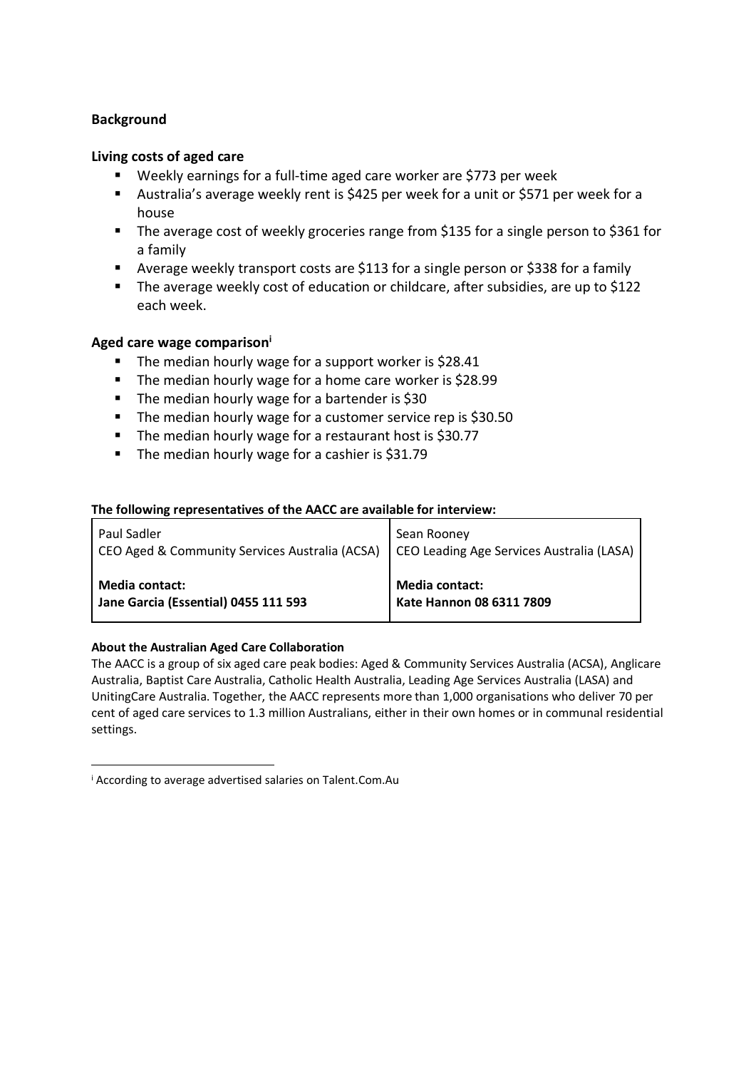**Background**

**Living costs of aged care**

- Weekly earnings for a full-time aged care worker are $773 per week
- Australia's average weekly rent is $425 per week for a unit or $571 per week for a house
- The average cost of weekly groceries range from $135 for a single person to $361 for a family
- Average weekly transport costs are $113 for a single person or $338 for a family
- The average weekly cost of education or childcare, after subsidies, are up to $122 each week.

**Aged care wage comparison**[i]

- The median hourly wage for a support worker is $28.41
- The median hourly wage for a home care worker is $28.99
- The median hourly wage for a bartender is $30
- The median hourly wage for a customer service rep is $30.50
- The median hourly wage for a restaurant host is $30.77
- The median hourly wage for a cashier is $31.79

**The following representatives of the AACC are available for interview:**

| | |
|---|---|
| Paul Sadler<br>CEO Aged & Community Services Australia (ACSA)<br><br>**Media contact:**<br>**Jane Garcia (Essential) 0455 111 593** | Sean Rooney<br>CEO Leading Age Services Australia (LASA)<br><br>**Media contact:**<br>**Kate Hannon 08 6311 7809** |

**About the Australian Aged Care Collaboration**

The AACC is a group of six aged care peak bodies: Aged & Community Services Australia (ACSA), Anglicare Australia, Baptist Care Australia, Catholic Health Australia, Leading Age Services Australia (LASA) and UnitingCare Australia. Together, the AACC represents more than 1,000 organisations who deliver 70 per cent of aged care services to 1.3 million Australians, either in their own homes or in communal residential settings.

[i] According to average advertised salaries on Talent.Com.Au